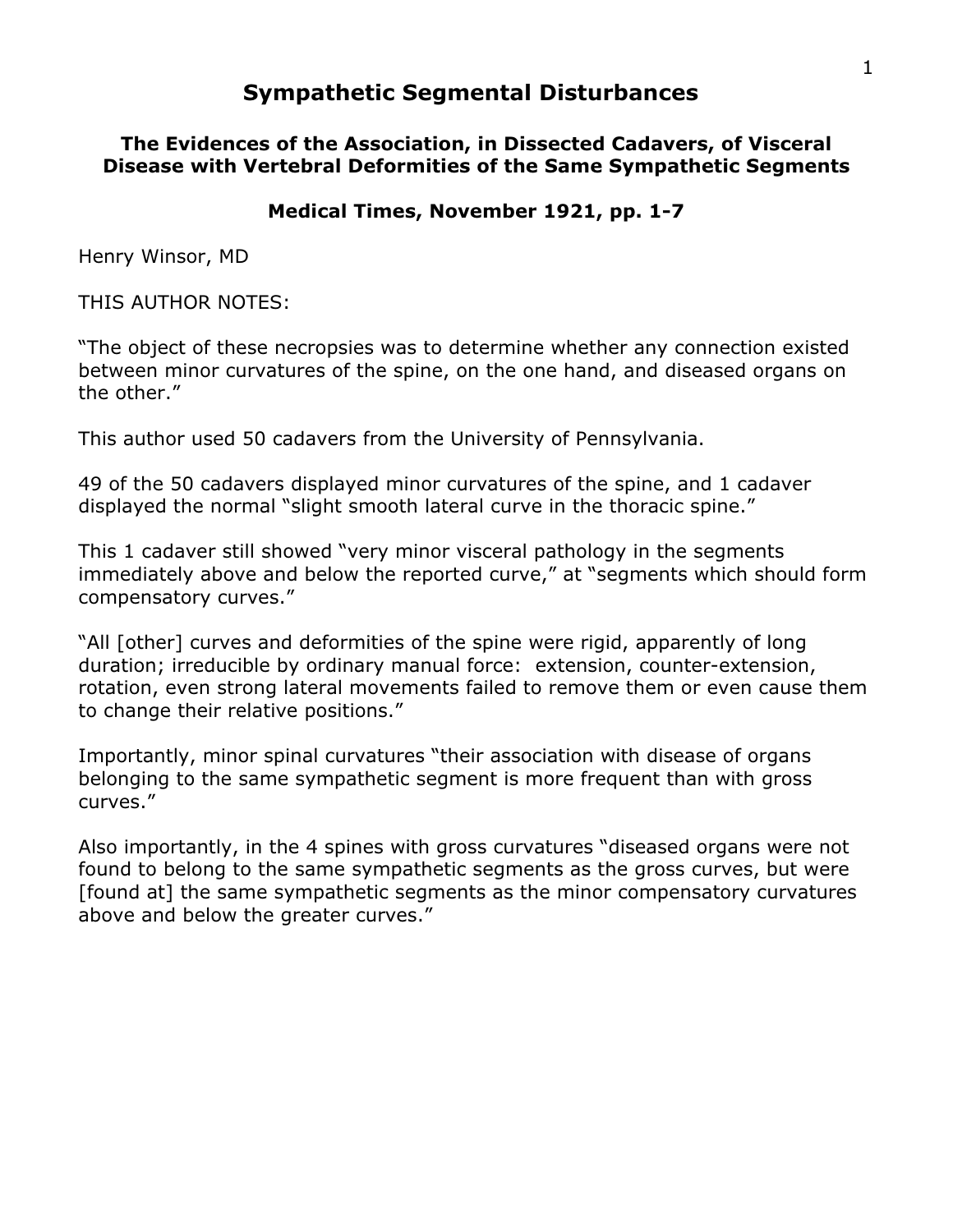# Sympathetic Segmental Disturbances

## The Evidences of the Association, in Dissected Cadavers, of Visceral Disease with Vertebral Deformities of the Same Sympathetic Segments

### Medical Times, November 1921, pp. 1-7

Henry Winsor, MD

THIS AUTHOR NOTES:

"The object of these necropsies was to determine whether any connection existed between minor curvatures of the spine, on the one hand, and diseased organs on the other."

This author used 50 cadavers from the University of Pennsylvania.

49 of the 50 cadavers displayed minor curvatures of the spine, and 1 cadaver displayed the normal "slight smooth lateral curve in the thoracic spine."

This 1 cadaver still showed "very minor visceral pathology in the segments immediately above and below the reported curve," at "segments which should form compensatory curves."

"All [other] curves and deformities of the spine were rigid, apparently of long duration; irreducible by ordinary manual force: extension, counter-extension, rotation, even strong lateral movements failed to remove them or even cause them to change their relative positions."

Importantly, minor spinal curvatures "their association with disease of organs belonging to the same sympathetic segment is more frequent than with gross curves."

Also importantly, in the 4 spines with gross curvatures "diseased organs were not found to belong to the same sympathetic segments as the gross curves, but were [found at] the same sympathetic segments as the minor compensatory curvatures above and below the greater curves."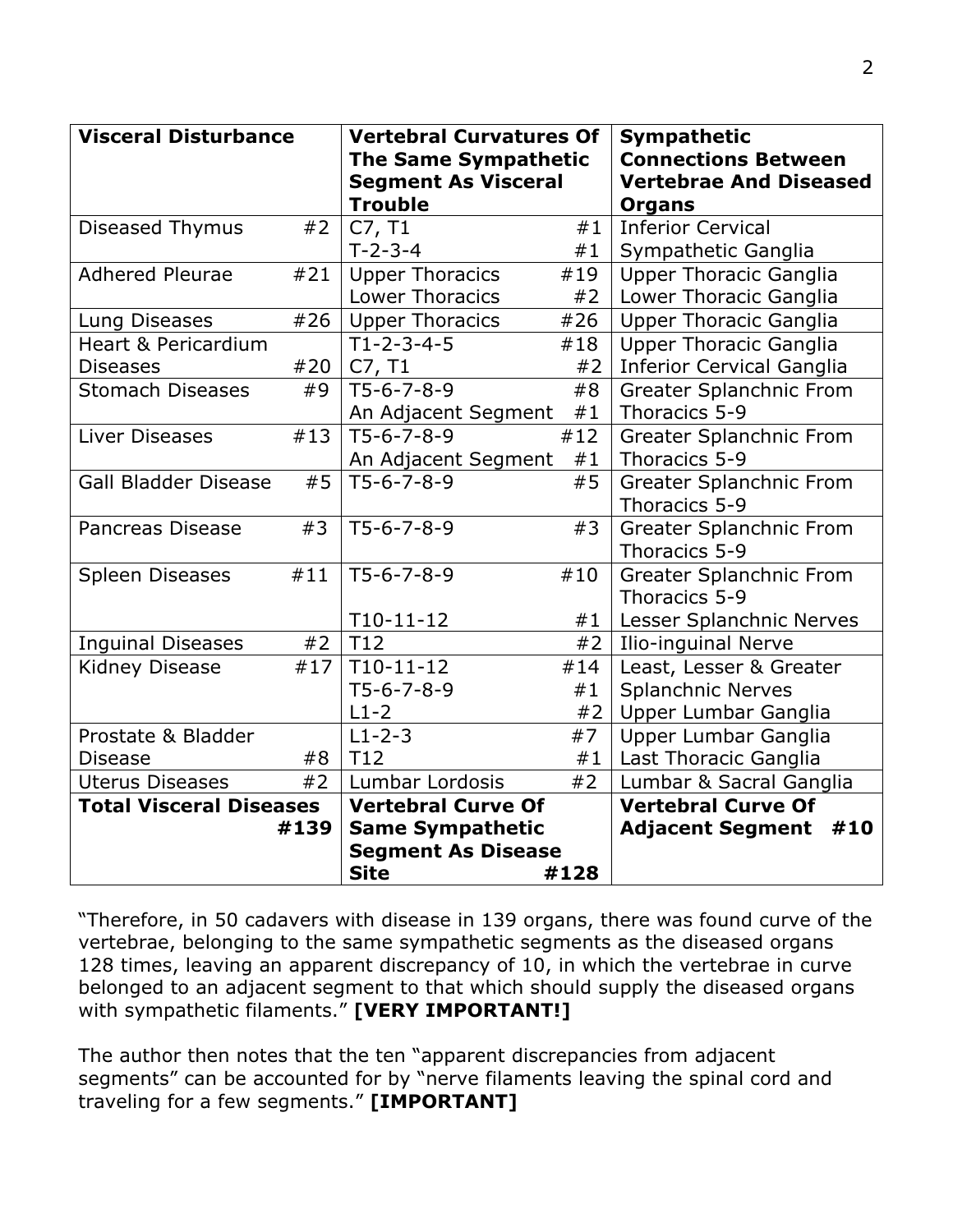| Visceral Disturbance | | Vertebral Curvatures Of The Same Sympathetic Segment As Visceral Trouble | | Sympathetic Connections Between Vertebrae And Diseased Organs |
|---|---|---|---|---|
| Diseased Thymus | #2 | C7, T1<br>T-2-3-4 | #1<br>#1 | Inferior Cervical Sympathetic Ganglia |
| Adhered Pleurae | #21 | Upper Thoracics<br>Lower Thoracics | #19<br>#2 | Upper Thoracic Ganglia<br>Lower Thoracic Ganglia |
| Lung Diseases | #26 | Upper Thoracics | #26 | Upper Thoracic Ganglia |
| Heart & Pericardium Diseases | #20 | T1-2-3-4-5<br>C7, T1 | #18<br>#2 | Upper Thoracic Ganglia<br>Inferior Cervical Ganglia |
| Stomach Diseases | #9 | T5-6-7-8-9<br>An Adjacent Segment | #8<br>#1 | Greater Splanchnic From Thoracics 5-9 |
| Liver Diseases | #13 | T5-6-7-8-9<br>An Adjacent Segment | #12<br>#1 | Greater Splanchnic From Thoracics 5-9 |
| Gall Bladder Disease | #5 | T5-6-7-8-9 | #5 | Greater Splanchnic From Thoracics 5-9 |
| Pancreas Disease | #3 | T5-6-7-8-9 | #3 | Greater Splanchnic From Thoracics 5-9 |
| Spleen Diseases | #11 | T5-6-7-8-9<br>T10-11-12 | #10<br>#1 | Greater Splanchnic From Thoracics 5-9<br>Lesser Splanchnic Nerves |
| Inguinal Diseases | #2 | T12 | #2 | Ilio-inguinal Nerve |
| Kidney Disease | #17 | T10-11-12<br>T5-6-7-8-9<br>L1-2 | #14<br>#1<br>#2 | Least, Lesser & Greater Splanchnic Nerves<br>Upper Lumbar Ganglia |
| Prostate & Bladder Disease | #8 | L1-2-3<br>T12 | #7<br>#1 | Upper Lumbar Ganglia<br>Last Thoracic Ganglia |
| Uterus Diseases | #2 | Lumbar Lordosis | #2 | Lumbar & Sacral Ganglia |
| **Total Visceral Diseases** | **#139** | **Vertebral Curve Of Same Sympathetic Segment As Disease Site** | **#128** | **Vertebral Curve Of Adjacent Segment #10** |

"Therefore, in 50 cadavers with disease in 139 organs, there was found curve of the vertebrae, belonging to the same sympathetic segments as the diseased organs 128 times, leaving an apparent discrepancy of 10, in which the vertebrae in curve belonged to an adjacent segment to that which should supply the diseased organs with sympathetic filaments." **[VERY IMPORTANT!]**

The author then notes that the ten "apparent discrepancies from adjacent segments" can be accounted for by "nerve filaments leaving the spinal cord and traveling for a few segments." **[IMPORTANT]**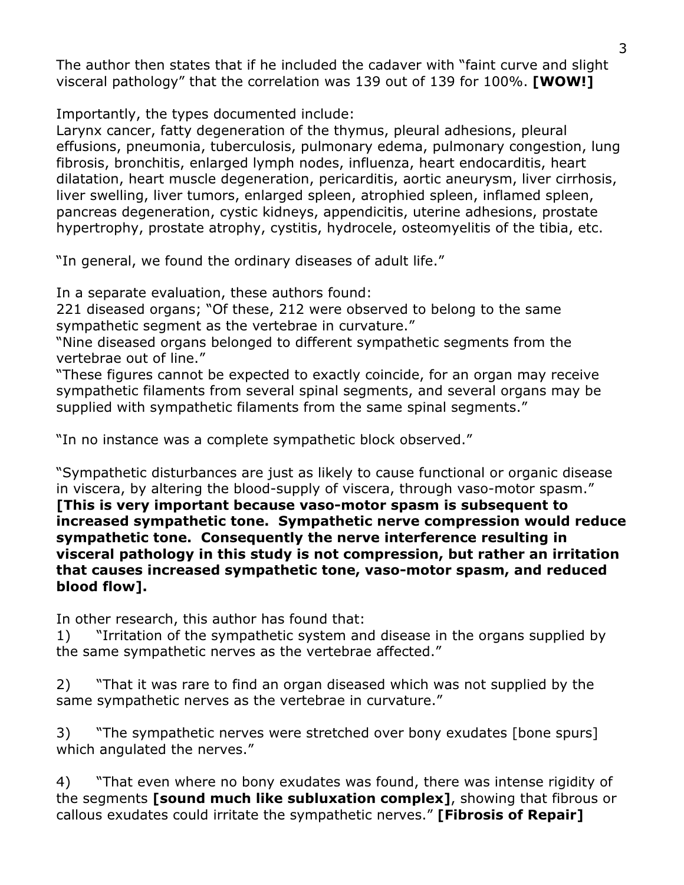The author then states that if he included the cadaver with "faint curve and slight visceral pathology" that the correlation was 139 out of 139 for 100%. **[WOW!]**

Importantly, the types documented include:
Larynx cancer, fatty degeneration of the thymus, pleural adhesions, pleural effusions, pneumonia, tuberculosis, pulmonary edema, pulmonary congestion, lung fibrosis, bronchitis, enlarged lymph nodes, influenza, heart endocarditis, heart dilatation, heart muscle degeneration, pericarditis, aortic aneurysm, liver cirrhosis, liver swelling, liver tumors, enlarged spleen, atrophied spleen, inflamed spleen, pancreas degeneration, cystic kidneys, appendicitis, uterine adhesions, prostate hypertrophy, prostate atrophy, cystitis, hydrocele, osteomyelitis of the tibia, etc.

"In general, we found the ordinary diseases of adult life."

In a separate evaluation, these authors found:
221 diseased organs; "Of these, 212 were observed to belong to the same sympathetic segment as the vertebrae in curvature."
"Nine diseased organs belonged to different sympathetic segments from the vertebrae out of line."
"These figures cannot be expected to exactly coincide, for an organ may receive sympathetic filaments from several spinal segments, and several organs may be supplied with sympathetic filaments from the same spinal segments."

"In no instance was a complete sympathetic block observed."

"Sympathetic disturbances are just as likely to cause functional or organic disease in viscera, by altering the blood-supply of viscera, through vaso-motor spasm." **[This is very important because vaso-motor spasm is subsequent to increased sympathetic tone. Sympathetic nerve compression would reduce sympathetic tone. Consequently the nerve interference resulting in visceral pathology in this study is not compression, but rather an irritation that causes increased sympathetic tone, vaso-motor spasm, and reduced blood flow].**

In other research, this author has found that:

1) "Irritation of the sympathetic system and disease in the organs supplied by the same sympathetic nerves as the vertebrae affected."

2) "That it was rare to find an organ diseased which was not supplied by the same sympathetic nerves as the vertebrae in curvature."

3) "The sympathetic nerves were stretched over bony exudates [bone spurs] which angulated the nerves."

4) "That even where no bony exudates was found, there was intense rigidity of the segments **[sound much like subluxation complex]**, showing that fibrous or callous exudates could irritate the sympathetic nerves." **[Fibrosis of Repair]**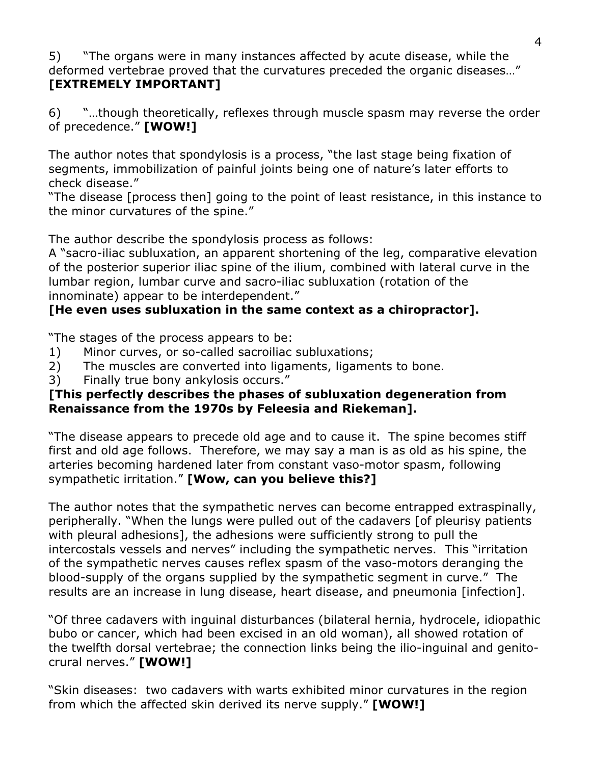5) “The organs were in many instances affected by acute disease, while the deformed vertebrae proved that the curvatures preceded the organic diseases…” **[EXTREMELY IMPORTANT]**

6) “…though theoretically, reflexes through muscle spasm may reverse the order of precedence.” **[WOW!]**

The author notes that spondylosis is a process, “the last stage being fixation of segments, immobilization of painful joints being one of nature’s later efforts to check disease.”
“The disease [process then] going to the point of least resistance, in this instance to the minor curvatures of the spine.”

The author describe the spondylosis process as follows:
A “sacro-iliac subluxation, an apparent shortening of the leg, comparative elevation of the posterior superior iliac spine of the ilium, combined with lateral curve in the lumbar region, lumbar curve and sacro-iliac subluxation (rotation of the innominate) appear to be interdependent.”
**[He even uses subluxation in the same context as a chiropractor].**

“The stages of the process appears to be:
1) Minor curves, or so-called sacroiliac subluxations;
2) The muscles are converted into ligaments, ligaments to bone.
3) Finally true bony ankylosis occurs.”

**[This perfectly describes the phases of subluxation degeneration from Renaissance from the 1970s by Feleesia and Riekeman].**

“The disease appears to precede old age and to cause it. The spine becomes stiff first and old age follows. Therefore, we may say a man is as old as his spine, the arteries becoming hardened later from constant vaso-motor spasm, following sympathetic irritation.” **[Wow, can you believe this?]**

The author notes that the sympathetic nerves can become entrapped extraspinally, peripherally. “When the lungs were pulled out of the cadavers [of pleurisy patients with pleural adhesions], the adhesions were sufficiently strong to pull the intercostals vessels and nerves” including the sympathetic nerves. This “irritation of the sympathetic nerves causes reflex spasm of the vaso-motors deranging the blood-supply of the organs supplied by the sympathetic segment in curve.” The results are an increase in lung disease, heart disease, and pneumonia [infection].

“Of three cadavers with inguinal disturbances (bilateral hernia, hydrocele, idiopathic bubo or cancer, which had been excised in an old woman), all showed rotation of the twelfth dorsal vertebrae; the connection links being the ilio-inguinal and genito-crural nerves.” **[WOW!]**

“Skin diseases: two cadavers with warts exhibited minor curvatures in the region from which the affected skin derived its nerve supply.” **[WOW!]**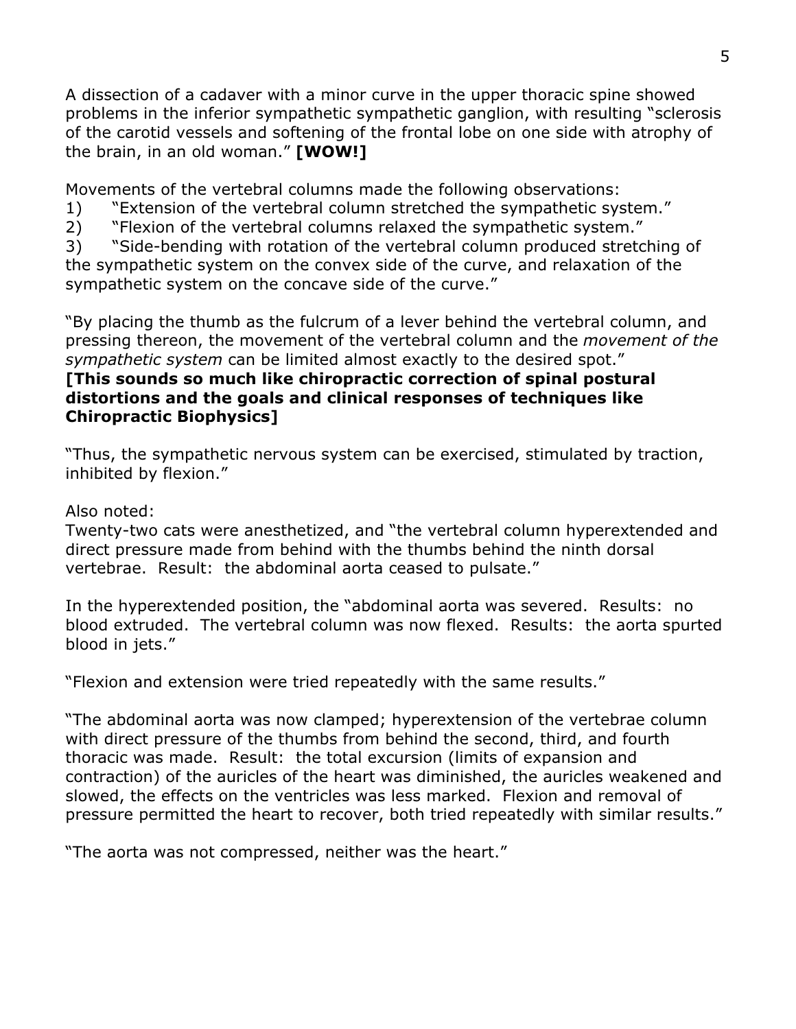A dissection of a cadaver with a minor curve in the upper thoracic spine showed problems in the inferior sympathetic sympathetic ganglion, with resulting "sclerosis of the carotid vessels and softening of the frontal lobe on one side with atrophy of the brain, in an old woman." **[WOW!]**

Movements of the vertebral columns made the following observations:

1) "Extension of the vertebral column stretched the sympathetic system."
2) "Flexion of the vertebral columns relaxed the sympathetic system."
3) "Side-bending with rotation of the vertebral column produced stretching of the sympathetic system on the convex side of the curve, and relaxation of the sympathetic system on the concave side of the curve."

"By placing the thumb as the fulcrum of a lever behind the vertebral column, and pressing thereon, the movement of the vertebral column and the *movement of the sympathetic system* can be limited almost exactly to the desired spot."
**[This sounds so much like chiropractic correction of spinal postural distortions and the goals and clinical responses of techniques like Chiropractic Biophysics]**

"Thus, the sympathetic nervous system can be exercised, stimulated by traction, inhibited by flexion."

Also noted:
Twenty-two cats were anesthetized, and "the vertebral column hyperextended and direct pressure made from behind with the thumbs behind the ninth dorsal vertebrae. Result: the abdominal aorta ceased to pulsate."

In the hyperextended position, the "abdominal aorta was severed. Results: no blood extruded. The vertebral column was now flexed. Results: the aorta spurted blood in jets."

"Flexion and extension were tried repeatedly with the same results."

"The abdominal aorta was now clamped; hyperextension of the vertebrae column with direct pressure of the thumbs from behind the second, third, and fourth thoracic was made. Result: the total excursion (limits of expansion and contraction) of the auricles of the heart was diminished, the auricles weakened and slowed, the effects on the ventricles was less marked. Flexion and removal of pressure permitted the heart to recover, both tried repeatedly with similar results."

"The aorta was not compressed, neither was the heart."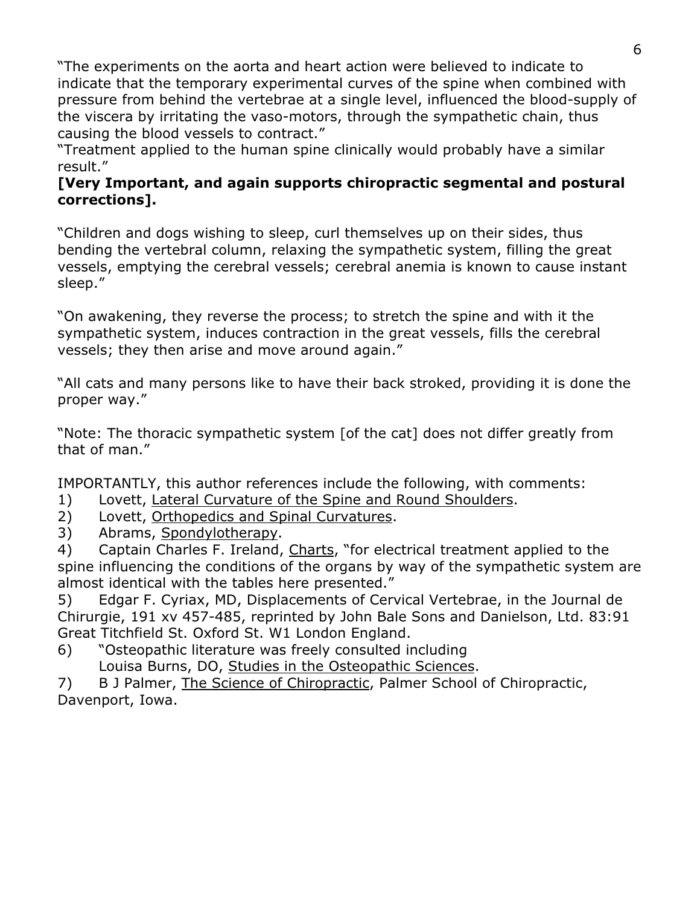"The experiments on the aorta and heart action were believed to indicate to indicate that the temporary experimental curves of the spine when combined with pressure from behind the vertebrae at a single level, influenced the blood-supply of the viscera by irritating the vaso-motors, through the sympathetic chain, thus causing the blood vessels to contract."

"Treatment applied to the human spine clinically would probably have a similar result."

**[Very Important, and again supports chiropractic segmental and postural corrections].**

"Children and dogs wishing to sleep, curl themselves up on their sides, thus bending the vertebral column, relaxing the sympathetic system, filling the great vessels, emptying the cerebral vessels; cerebral anemia is known to cause instant sleep."

"On awakening, they reverse the process; to stretch the spine and with it the sympathetic system, induces contraction in the great vessels, fills the cerebral vessels; they then arise and move around again."

"All cats and many persons like to have their back stroked, providing it is done the proper way."

"Note: The thoracic sympathetic system [of the cat] does not differ greatly from that of man."

IMPORTANTLY, this author references include the following, with comments:

1) Lovett, <u>Lateral Curvature of the Spine and Round Shoulders</u>.
2) Lovett, <u>Orthopedics and Spinal Curvatures</u>.
3) Abrams, <u>Spondylotherapy</u>.
4) Captain Charles F. Ireland, <u>Charts</u>, "for electrical treatment applied to the spine influencing the conditions of the organs by way of the sympathetic system are almost identical with the tables here presented."
5) Edgar F. Cyriax, MD, Displacements of Cervical Vertebrae, in the Journal de Chirurgie, 191 xv 457-485, reprinted by John Bale Sons and Danielson, Ltd. 83:91 Great Titchfield St. Oxford St. W1 London England.
6) "Osteopathic literature was freely consulted including Louisa Burns, DO, <u>Studies in the Osteopathic Sciences</u>.
7) B J Palmer, <u>The Science of Chiropractic</u>, Palmer School of Chiropractic, Davenport, Iowa.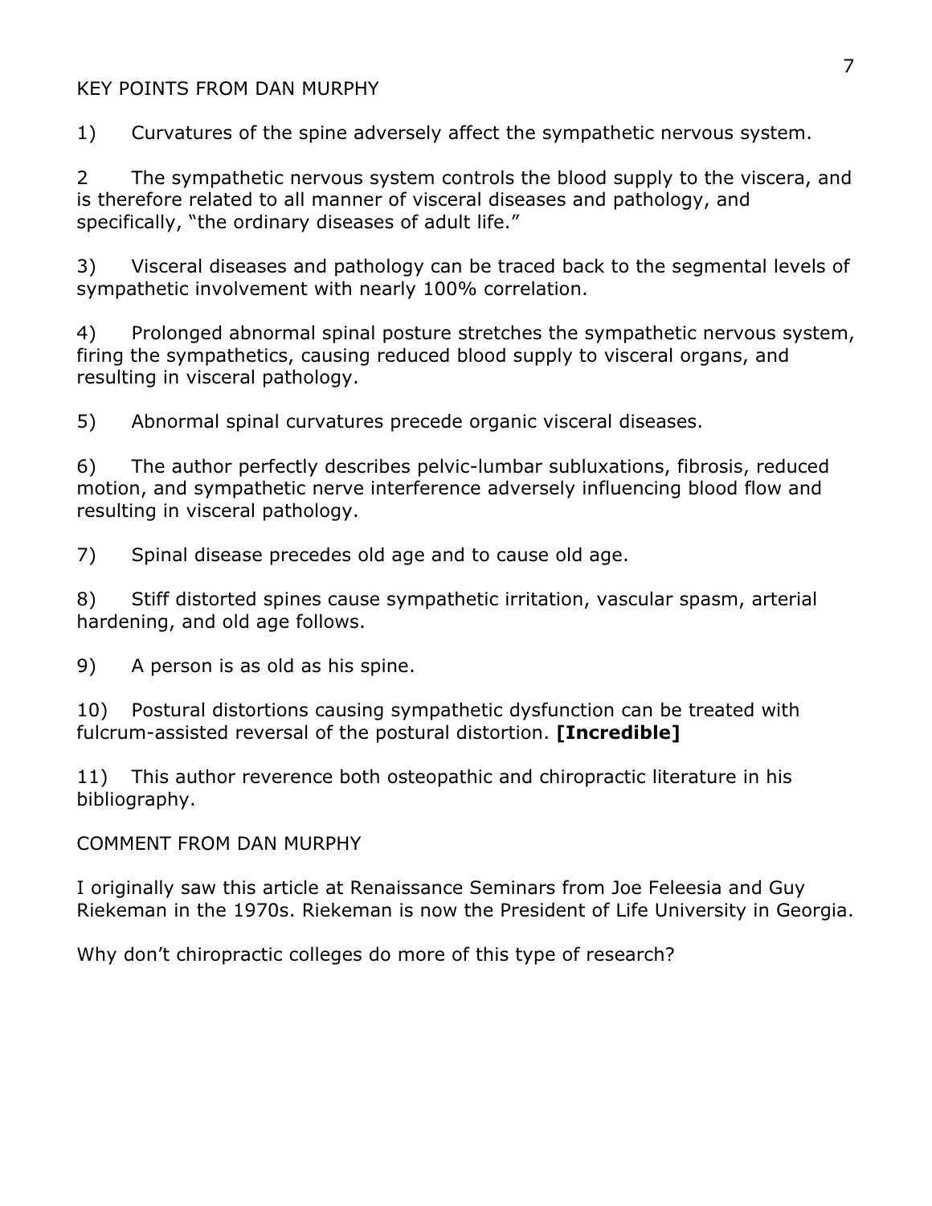KEY POINTS FROM DAN MURPHY

1) Curvatures of the spine adversely affect the sympathetic nervous system.

2 The sympathetic nervous system controls the blood supply to the viscera, and is therefore related to all manner of visceral diseases and pathology, and specifically, "the ordinary diseases of adult life."

3) Visceral diseases and pathology can be traced back to the segmental levels of sympathetic involvement with nearly 100% correlation.

4) Prolonged abnormal spinal posture stretches the sympathetic nervous system, firing the sympathetics, causing reduced blood supply to visceral organs, and resulting in visceral pathology.

5) Abnormal spinal curvatures precede organic visceral diseases.

6) The author perfectly describes pelvic-lumbar subluxations, fibrosis, reduced motion, and sympathetic nerve interference adversely influencing blood flow and resulting in visceral pathology.

7) Spinal disease precedes old age and to cause old age.

8) Stiff distorted spines cause sympathetic irritation, vascular spasm, arterial hardening, and old age follows.

9) A person is as old as his spine.

10) Postural distortions causing sympathetic dysfunction can be treated with fulcrum-assisted reversal of the postural distortion. **[Incredible]**

11) This author reverence both osteopathic and chiropractic literature in his bibliography.

COMMENT FROM DAN MURPHY

I originally saw this article at Renaissance Seminars from Joe Feleesia and Guy Riekeman in the 1970s. Riekeman is now the President of Life University in Georgia.

Why don't chiropractic colleges do more of this type of research?